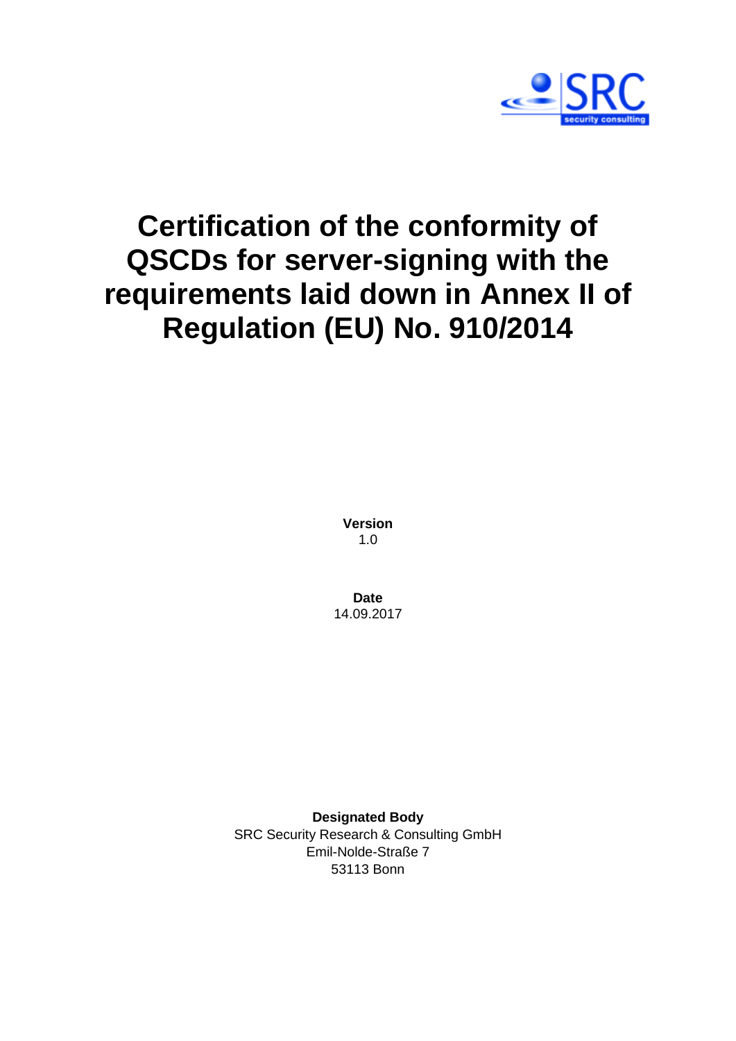# Certification of the conformity of QSCDs for server-signing with the requirements laid down in Annex II of Regulation (EU) No. 910/2014

**Version**
1.0

**Date**
14.09.2017

**Designated Body**
SRC Security Research & Consulting GmbH
Emil-Nolde-Straße 7
53113 Bonn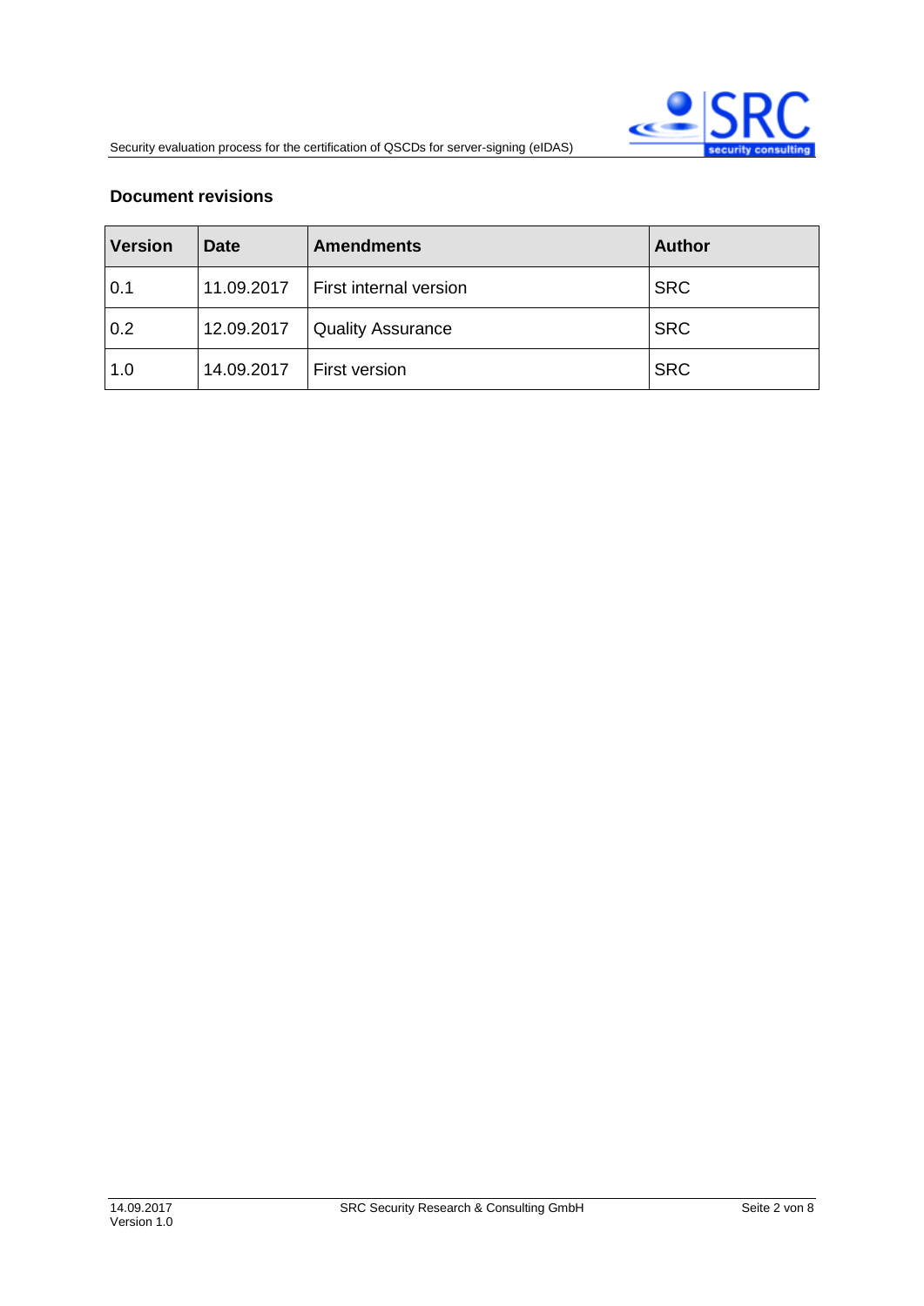**Document revisions**

| Version | Date | Amendments | Author |
|---|---|---|---|
| 0.1 | 11.09.2017 | First internal version | SRC |
| 0.2 | 12.09.2017 | Quality Assurance | SRC |
| 1.0 | 14.09.2017 | First version | SRC |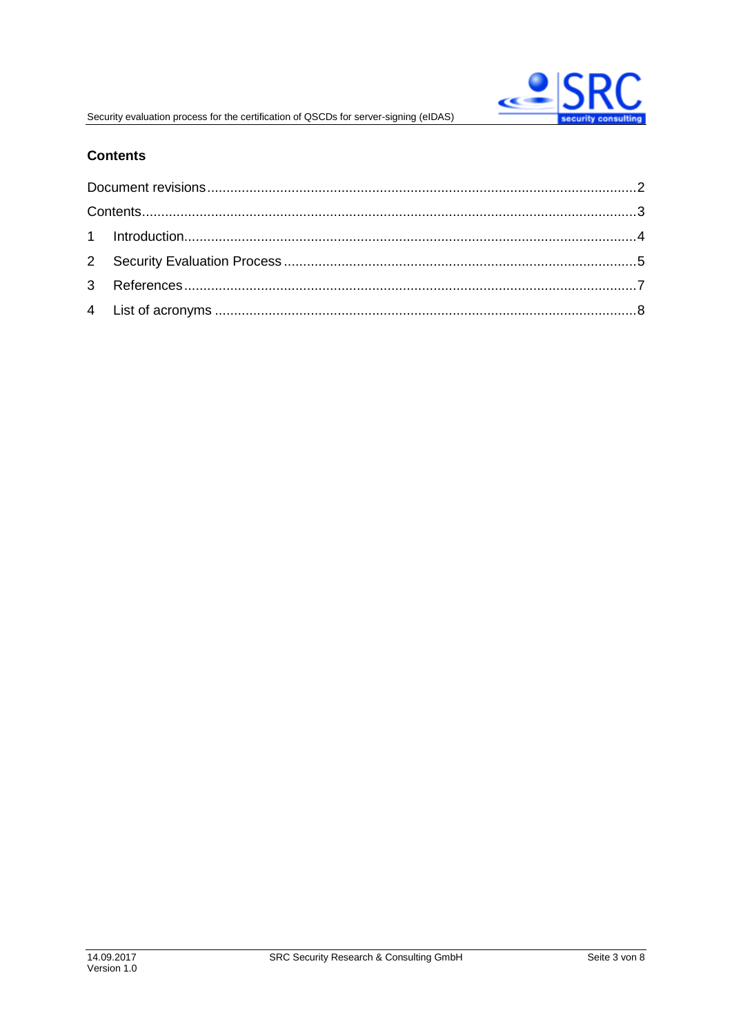## Contents

Document revisions ........................................................................................................2

Contents ........................................................................................................................3

1 Introduction ..................................................................................................................4

2 Security Evaluation Process .........................................................................................5

3 References ...................................................................................................................7

4 List of acronyms ..........................................................................................................8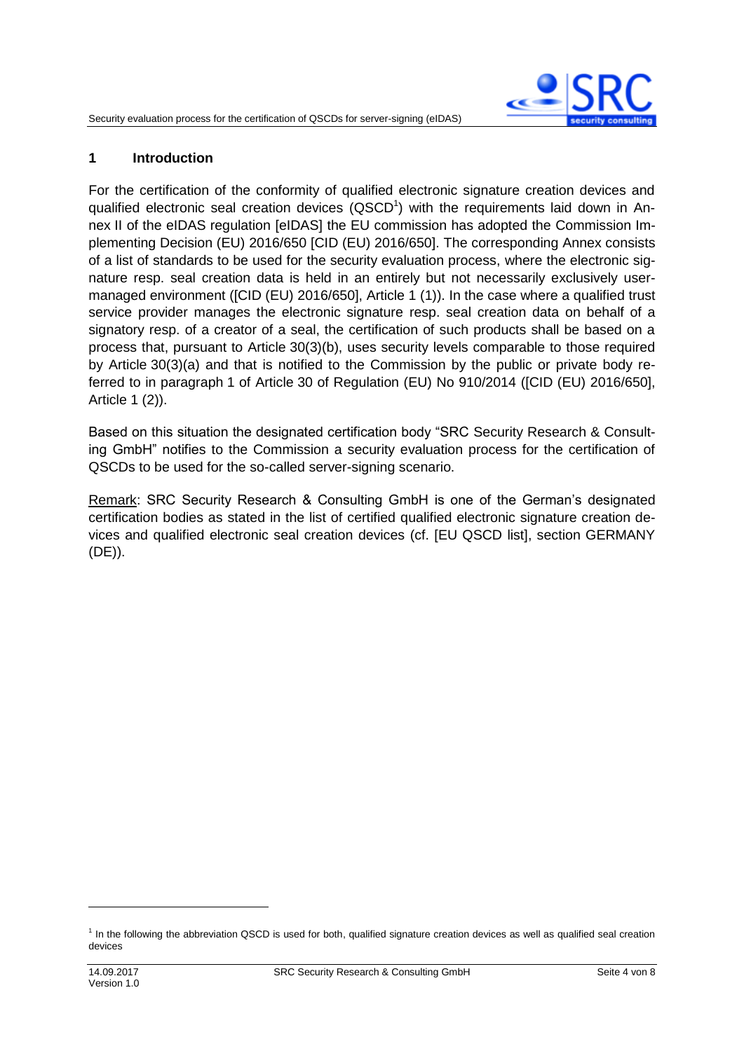## 1 Introduction

For the certification of the conformity of qualified electronic signature creation devices and qualified electronic seal creation devices (QSCD[1]) with the requirements laid down in Annex II of the eIDAS regulation [eIDAS] the EU commission has adopted the Commission Implementing Decision (EU) 2016/650 [CID (EU) 2016/650]. The corresponding Annex consists of a list of standards to be used for the security evaluation process, where the electronic signature resp. seal creation data is held in an entirely but not necessarily exclusively user-managed environment ([CID (EU) 2016/650], Article 1 (1)). In the case where a qualified trust service provider manages the electronic signature resp. seal creation data on behalf of a signatory resp. of a creator of a seal, the certification of such products shall be based on a process that, pursuant to Article 30(3)(b), uses security levels comparable to those required by Article 30(3)(a) and that is notified to the Commission by the public or private body referred to in paragraph 1 of Article 30 of Regulation (EU) No 910/2014 ([CID (EU) 2016/650], Article 1 (2)).

Based on this situation the designated certification body "SRC Security Research & Consulting GmbH" notifies to the Commission a security evaluation process for the certification of QSCDs to be used for the so-called server-signing scenario.

<u>Remark</u>: SRC Security Research & Consulting GmbH is one of the German's designated certification bodies as stated in the list of certified qualified electronic signature creation devices and qualified electronic seal creation devices (cf. [EU QSCD list], section GERMANY (DE)).

[1] In the following the abbreviation QSCD is used for both, qualified signature creation devices as well as qualified seal creation devices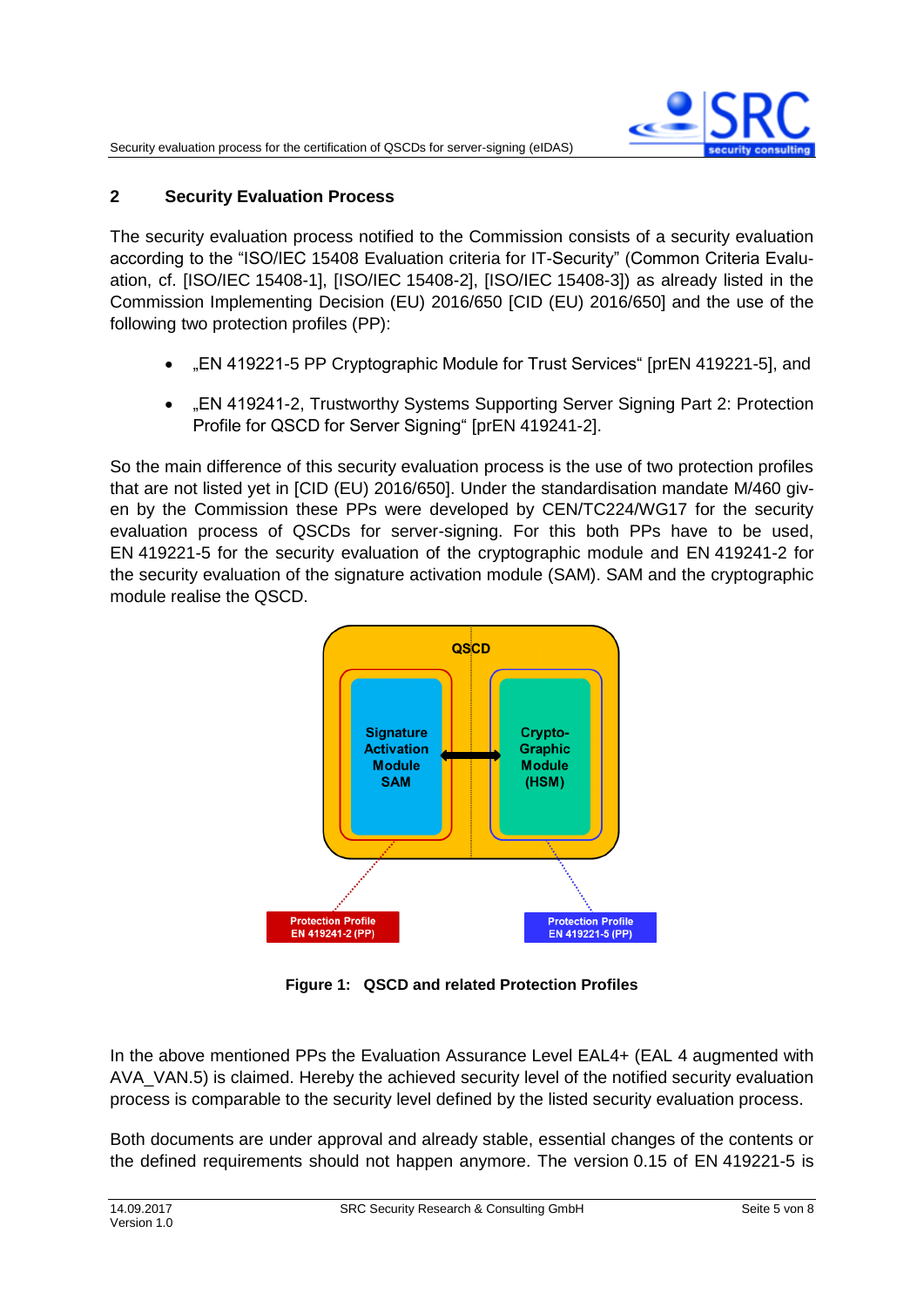## 2 Security Evaluation Process

The security evaluation process notified to the Commission consists of a security evaluation according to the "ISO/IEC 15408 Evaluation criteria for IT-Security" (Common Criteria Evaluation, cf. [ISO/IEC 15408-1], [ISO/IEC 15408-2], [ISO/IEC 15408-3]) as already listed in the Commission Implementing Decision (EU) 2016/650 [CID (EU) 2016/650] and the use of the following two protection profiles (PP):

- „EN 419221-5 PP Cryptographic Module for Trust Services“ [prEN 419221-5], and
- „EN 419241-2, Trustworthy Systems Supporting Server Signing Part 2: Protection Profile for QSCD for Server Signing“ [prEN 419241-2].

So the main difference of this security evaluation process is the use of two protection profiles that are not listed yet in [CID (EU) 2016/650]. Under the standardisation mandate M/460 given by the Commission these PPs were developed by CEN/TC224/WG17 for the security evaluation process of QSCDs for server-signing. For this both PPs have to be used, EN 419221-5 for the security evaluation of the cryptographic module and EN 419241-2 for the security evaluation of the signature activation module (SAM). SAM and the cryptographic module realise the QSCD.

QSCD

Signature Activation Module SAM

Crypto-Graphic Module (HSM)

Protection Profile EN 419241-2 (PP)

Protection Profile EN 419221-5 (PP)

**Figure 1: QSCD and related Protection Profiles**

In the above mentioned PPs the Evaluation Assurance Level EAL4+ (EAL 4 augmented with AVA_VAN.5) is claimed. Hereby the achieved security level of the notified security evaluation process is comparable to the security level defined by the listed security evaluation process.

Both documents are under approval and already stable, essential changes of the contents or the defined requirements should not happen anymore. The version 0.15 of EN 419221-5 is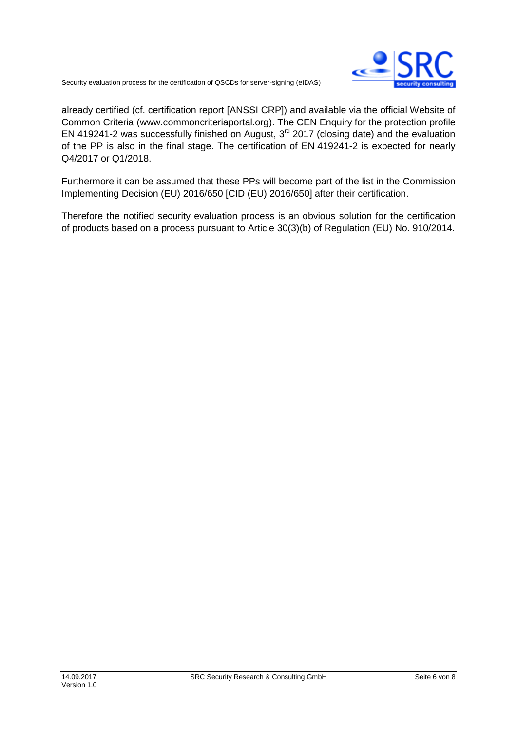already certified (cf. certification report [ANSSI CRP]) and available via the official Website of Common Criteria (www.commoncriteriaportal.org). The CEN Enquiry for the protection profile EN 419241-2 was successfully finished on August, 3rd 2017 (closing date) and the evaluation of the PP is also in the final stage. The certification of EN 419241-2 is expected for nearly Q4/2017 or Q1/2018.

Furthermore it can be assumed that these PPs will become part of the list in the Commission Implementing Decision (EU) 2016/650 [CID (EU) 2016/650] after their certification.

Therefore the notified security evaluation process is an obvious solution for the certification of products based on a process pursuant to Article 30(3)(b) of Regulation (EU) No. 910/2014.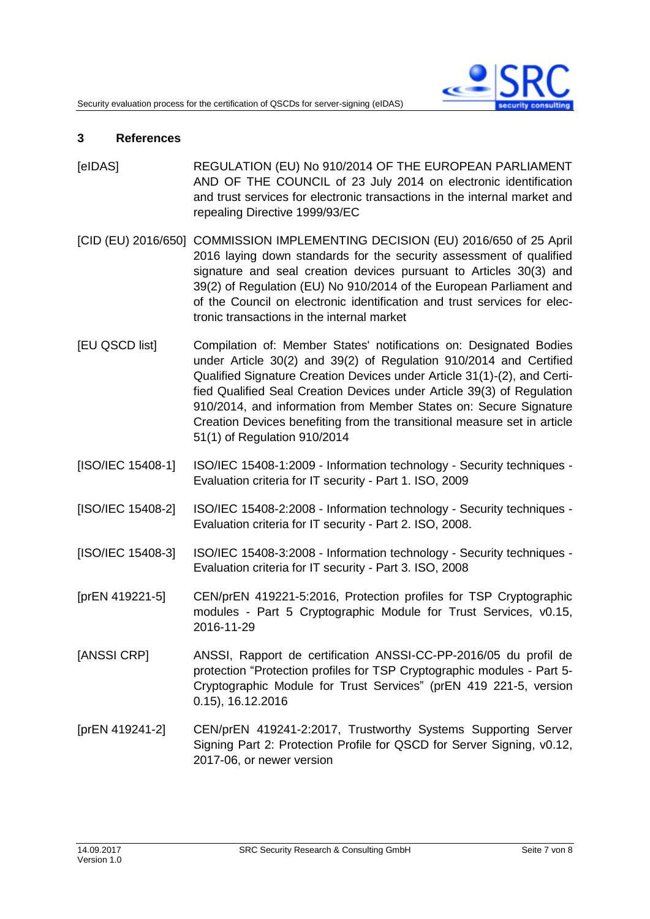## 3 References

[eIDAS] REGULATION (EU) No 910/2014 OF THE EUROPEAN PARLIAMENT AND OF THE COUNCIL of 23 July 2014 on electronic identification and trust services for electronic transactions in the internal market and repealing Directive 1999/93/EC

[CID (EU) 2016/650] COMMISSION IMPLEMENTING DECISION (EU) 2016/650 of 25 April 2016 laying down standards for the security assessment of qualified signature and seal creation devices pursuant to Articles 30(3) and 39(2) of Regulation (EU) No 910/2014 of the European Parliament and of the Council on electronic identification and trust services for electronic transactions in the internal market

[EU QSCD list] Compilation of: Member States' notifications on: Designated Bodies under Article 30(2) and 39(2) of Regulation 910/2014 and Certified Qualified Signature Creation Devices under Article 31(1)-(2), and Certified Qualified Seal Creation Devices under Article 39(3) of Regulation 910/2014, and information from Member States on: Secure Signature Creation Devices benefiting from the transitional measure set in article 51(1) of Regulation 910/2014

[ISO/IEC 15408-1] ISO/IEC 15408-1:2009 - Information technology - Security techniques - Evaluation criteria for IT security - Part 1. ISO, 2009

[ISO/IEC 15408-2] ISO/IEC 15408-2:2008 - Information technology - Security techniques - Evaluation criteria for IT security - Part 2. ISO, 2008.

[ISO/IEC 15408-3] ISO/IEC 15408-3:2008 - Information technology - Security techniques - Evaluation criteria for IT security - Part 3. ISO, 2008

[prEN 419221-5] CEN/prEN 419221-5:2016, Protection profiles for TSP Cryptographic modules - Part 5 Cryptographic Module for Trust Services, v0.15, 2016-11-29

[ANSSI CRP] ANSSI, Rapport de certification ANSSI-CC-PP-2016/05 du profil de protection "Protection profiles for TSP Cryptographic modules - Part 5-Cryptographic Module for Trust Services" (prEN 419 221-5, version 0.15), 16.12.2016

[prEN 419241-2] CEN/prEN 419241-2:2017, Trustworthy Systems Supporting Server Signing Part 2: Protection Profile for QSCD for Server Signing, v0.12, 2017-06, or newer version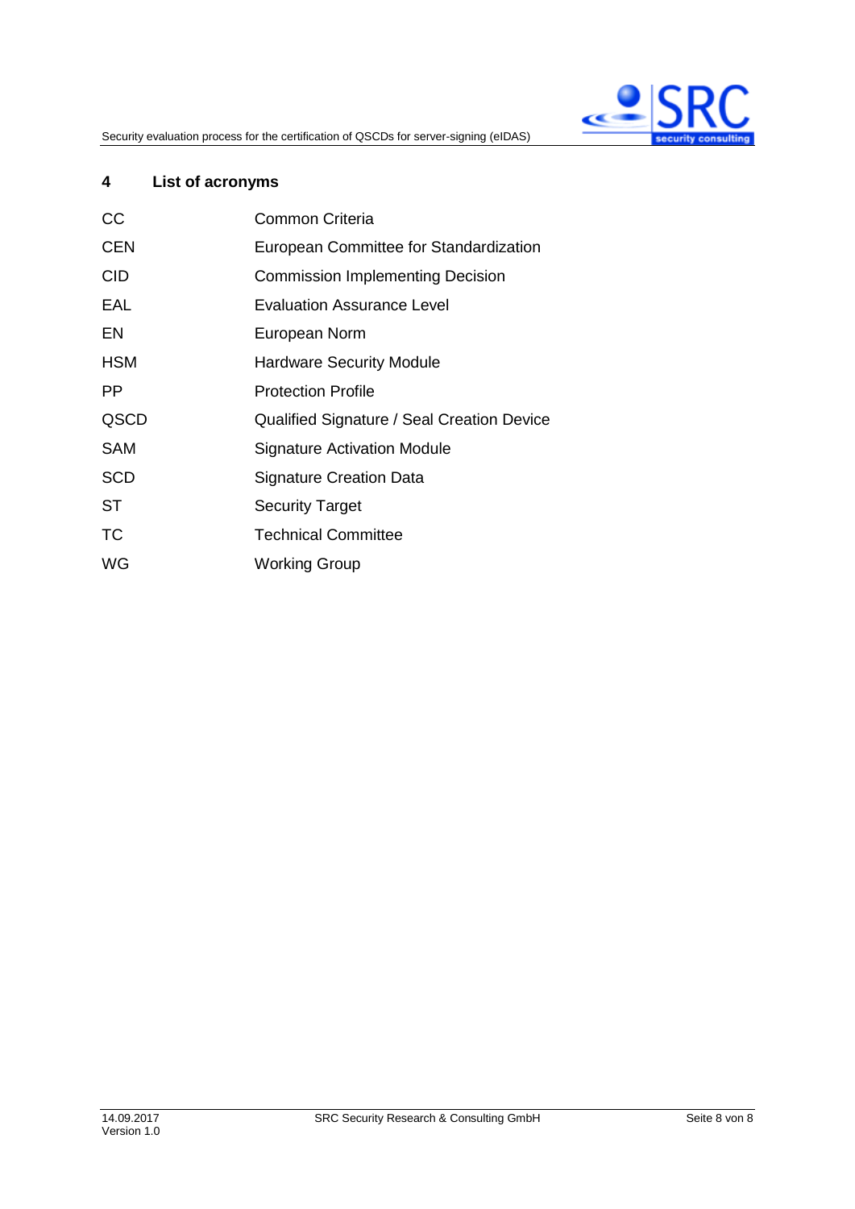## 4 List of acronyms

| | |
|---|---|
| CC | Common Criteria |
| CEN | European Committee for Standardization |
| CID | Commission Implementing Decision |
| EAL | Evaluation Assurance Level |
| EN | European Norm |
| HSM | Hardware Security Module |
| PP | Protection Profile |
| QSCD | Qualified Signature / Seal Creation Device |
| SAM | Signature Activation Module |
| SCD | Signature Creation Data |
| ST | Security Target |
| TC | Technical Committee |
| WG | Working Group |